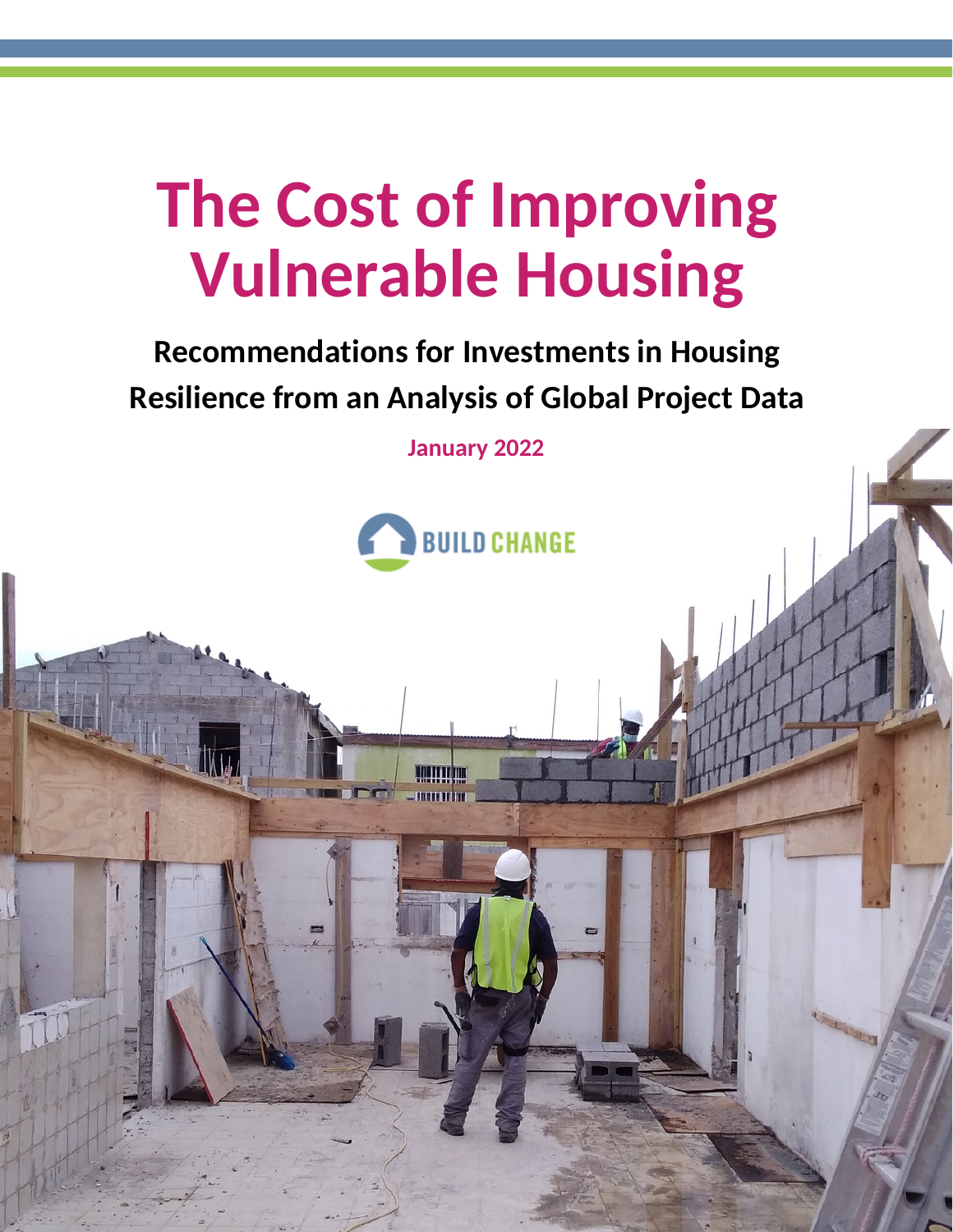# The Cost of Improving Vulnerable Housing

**Recommendations for Investments in Housing Resilience from an Analysis of Global Project Data**

**January 2022**

BUILD CHANGE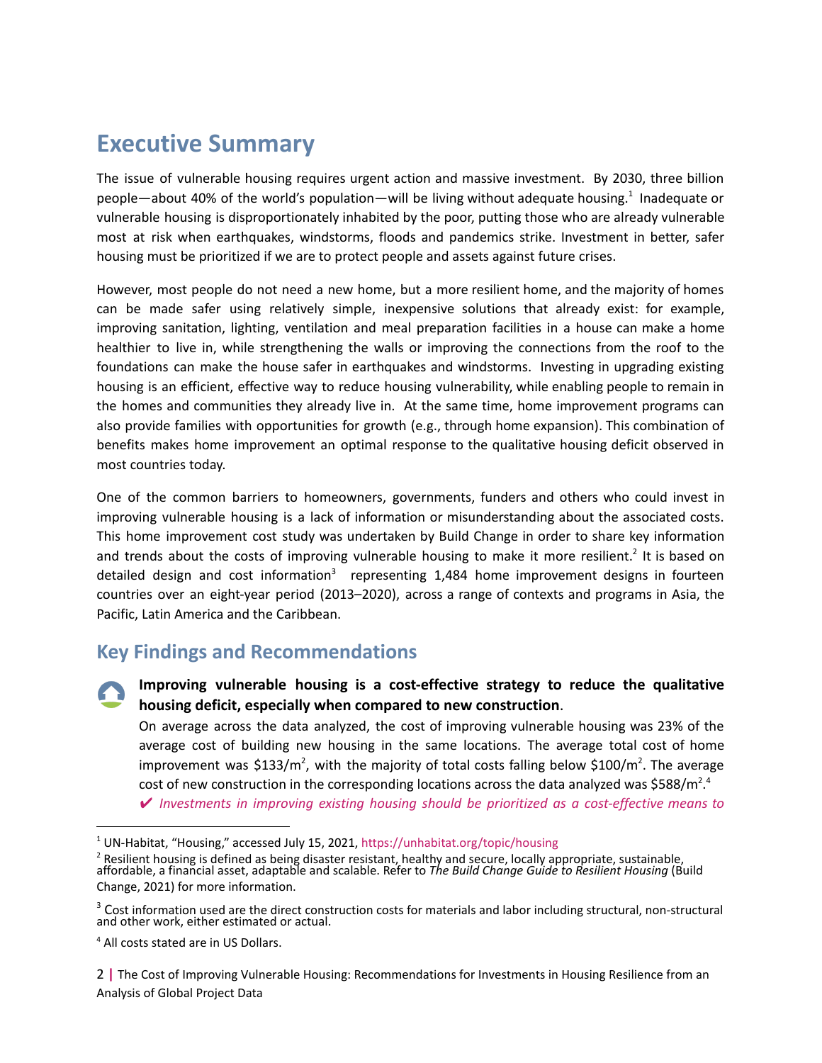# Executive Summary

The issue of vulnerable housing requires urgent action and massive investment. By 2030, three billion people—about 40% of the world's population—will be living without adequate housing.[1] Inadequate or vulnerable housing is disproportionately inhabited by the poor, putting those who are already vulnerable most at risk when earthquakes, windstorms, floods and pandemics strike. Investment in better, safer housing must be prioritized if we are to protect people and assets against future crises.

However, most people do not need a new home, but a more resilient home, and the majority of homes can be made safer using relatively simple, inexpensive solutions that already exist: for example, improving sanitation, lighting, ventilation and meal preparation facilities in a house can make a home healthier to live in, while strengthening the walls or improving the connections from the roof to the foundations can make the house safer in earthquakes and windstorms. Investing in upgrading existing housing is an efficient, effective way to reduce housing vulnerability, while enabling people to remain in the homes and communities they already live in. At the same time, home improvement programs can also provide families with opportunities for growth (e.g., through home expansion). This combination of benefits makes home improvement an optimal response to the qualitative housing deficit observed in most countries today.

One of the common barriers to homeowners, governments, funders and others who could invest in improving vulnerable housing is a lack of information or misunderstanding about the associated costs. This home improvement cost study was undertaken by Build Change in order to share key information and trends about the costs of improving vulnerable housing to make it more resilient.[2] It is based on detailed design and cost information[3] representing 1,484 home improvement designs in fourteen countries over an eight-year period (2013–2020), across a range of contexts and programs in Asia, the Pacific, Latin America and the Caribbean.

## Key Findings and Recommendations

**Improving vulnerable housing is a cost-effective strategy to reduce the qualitative housing deficit, especially when compared to new construction**.

On average across the data analyzed, the cost of improving vulnerable housing was 23% of the average cost of building new housing in the same locations. The average total cost of home improvement was $133/m$^2$, with the majority of total costs falling below $100/m$^2$. The average cost of new construction in the corresponding locations across the data analyzed was $588/m$^2$.[4]

✔ *Investments in improving existing housing should be prioritized as a cost-effective means to*

---

[1] UN-Habitat, "Housing," accessed July 15, 2021, https://unhabitat.org/topic/housing

[2] Resilient housing is defined as being disaster resistant, healthy and secure, locally appropriate, sustainable, affordable, a financial asset, adaptable and scalable. Refer to *The Build Change Guide to Resilient Housing* (Build Change, 2021) for more information.

[3] Cost information used are the direct construction costs for materials and labor including structural, non-structural and other work, either estimated or actual.

[4] All costs stated are in US Dollars.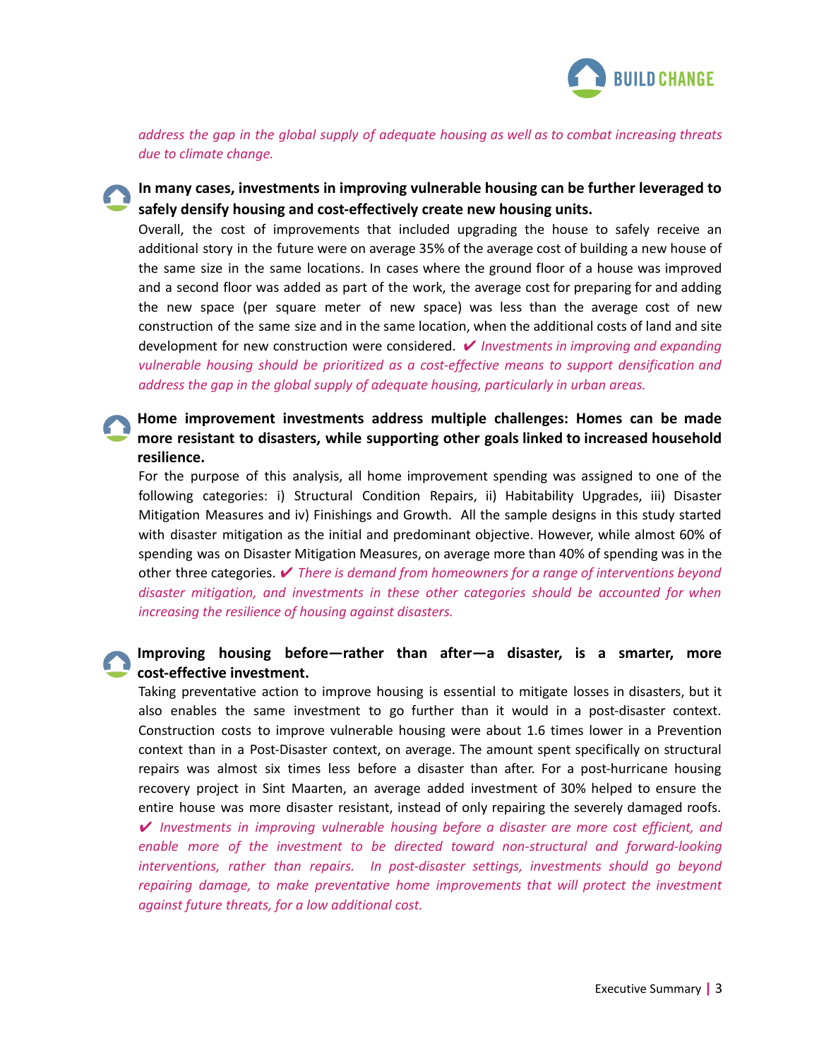*address the gap in the global supply of adequate housing as well as to combat increasing threats due to climate change.*

**In many cases, investments in improving vulnerable housing can be further leveraged to safely densify housing and cost-effectively create new housing units.**

Overall, the cost of improvements that included upgrading the house to safely receive an additional story in the future were on average 35% of the average cost of building a new house of the same size in the same locations. In cases where the ground floor of a house was improved and a second floor was added as part of the work, the average cost for preparing for and adding the new space (per square meter of new space) was less than the average cost of new construction of the same size and in the same location, when the additional costs of land and site development for new construction were considered. ✔ *Investments in improving and expanding vulnerable housing should be prioritized as a cost-effective means to support densification and address the gap in the global supply of adequate housing, particularly in urban areas.*

**Home improvement investments address multiple challenges: Homes can be made more resistant to disasters, while supporting other goals linked to increased household resilience.**

For the purpose of this analysis, all home improvement spending was assigned to one of the following categories: i) Structural Condition Repairs, ii) Habitability Upgrades, iii) Disaster Mitigation Measures and iv) Finishings and Growth. All the sample designs in this study started with disaster mitigation as the initial and predominant objective. However, while almost 60% of spending was on Disaster Mitigation Measures, on average more than 40% of spending was in the other three categories. ✔ *There is demand from homeowners for a range of interventions beyond disaster mitigation, and investments in these other categories should be accounted for when increasing the resilience of housing against disasters.*

**Improving housing before—rather than after—a disaster, is a smarter, more cost-effective investment.**

Taking preventative action to improve housing is essential to mitigate losses in disasters, but it also enables the same investment to go further than it would in a post-disaster context. Construction costs to improve vulnerable housing were about 1.6 times lower in a Prevention context than in a Post-Disaster context, on average. The amount spent specifically on structural repairs was almost six times less before a disaster than after. For a post-hurricane housing recovery project in Sint Maarten, an average added investment of 30% helped to ensure the entire house was more disaster resistant, instead of only repairing the severely damaged roofs. ✔ *Investments in improving vulnerable housing before a disaster are more cost efficient, and enable more of the investment to be directed toward non-structural and forward-looking interventions, rather than repairs. In post-disaster settings, investments should go beyond repairing damage, to make preventative home improvements that will protect the investment against future threats, for a low additional cost.*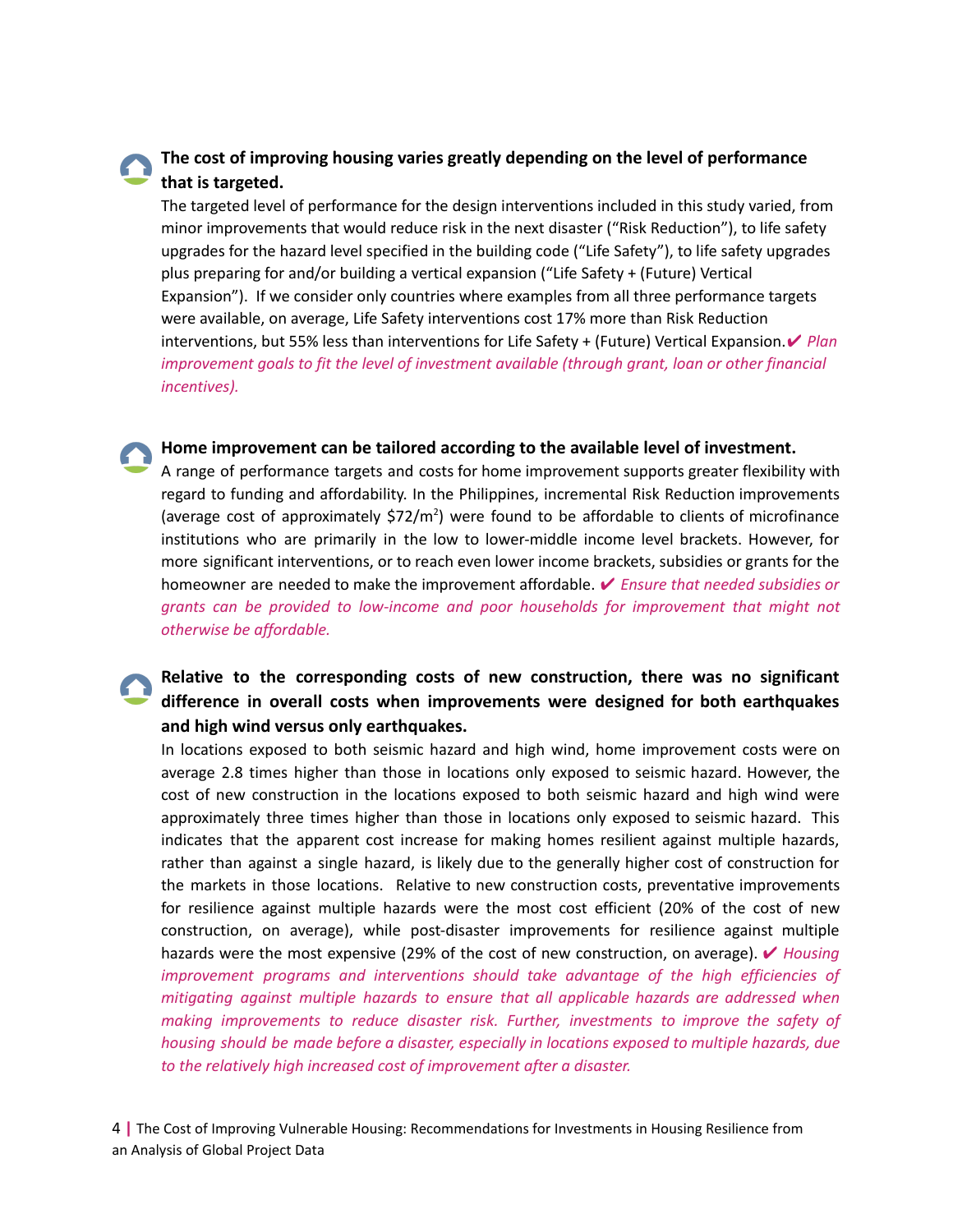**The cost of improving housing varies greatly depending on the level of performance that is targeted.**

The targeted level of performance for the design interventions included in this study varied, from minor improvements that would reduce risk in the next disaster ("Risk Reduction"), to life safety upgrades for the hazard level specified in the building code ("Life Safety"), to life safety upgrades plus preparing for and/or building a vertical expansion ("Life Safety + (Future) Vertical Expansion"). If we consider only countries where examples from all three performance targets were available, on average, Life Safety interventions cost 17% more than Risk Reduction interventions, but 55% less than interventions for Life Safety + (Future) Vertical Expansion. ✔ *Plan improvement goals to fit the level of investment available (through grant, loan or other financial incentives).*

**Home improvement can be tailored according to the available level of investment.**

A range of performance targets and costs for home improvement supports greater flexibility with regard to funding and affordability. In the Philippines, incremental Risk Reduction improvements (average cost of approximately $72/m$^2$) were found to be affordable to clients of microfinance institutions who are primarily in the low to lower-middle income level brackets. However, for more significant interventions, or to reach even lower income brackets, subsidies or grants for the homeowner are needed to make the improvement affordable. ✔ *Ensure that needed subsidies or grants can be provided to low-income and poor households for improvement that might not otherwise be affordable.*

**Relative to the corresponding costs of new construction, there was no significant difference in overall costs when improvements were designed for both earthquakes and high wind versus only earthquakes.**

In locations exposed to both seismic hazard and high wind, home improvement costs were on average 2.8 times higher than those in locations only exposed to seismic hazard. However, the cost of new construction in the locations exposed to both seismic hazard and high wind were approximately three times higher than those in locations only exposed to seismic hazard. This indicates that the apparent cost increase for making homes resilient against multiple hazards, rather than against a single hazard, is likely due to the generally higher cost of construction for the markets in those locations. Relative to new construction costs, preventative improvements for resilience against multiple hazards were the most cost efficient (20% of the cost of new construction, on average), while post-disaster improvements for resilience against multiple hazards were the most expensive (29% of the cost of new construction, on average). ✔ *Housing improvement programs and interventions should take advantage of the high efficiencies of mitigating against multiple hazards to ensure that all applicable hazards are addressed when making improvements to reduce disaster risk. Further, investments to improve the safety of housing should be made before a disaster, especially in locations exposed to multiple hazards, due to the relatively high increased cost of improvement after a disaster.*